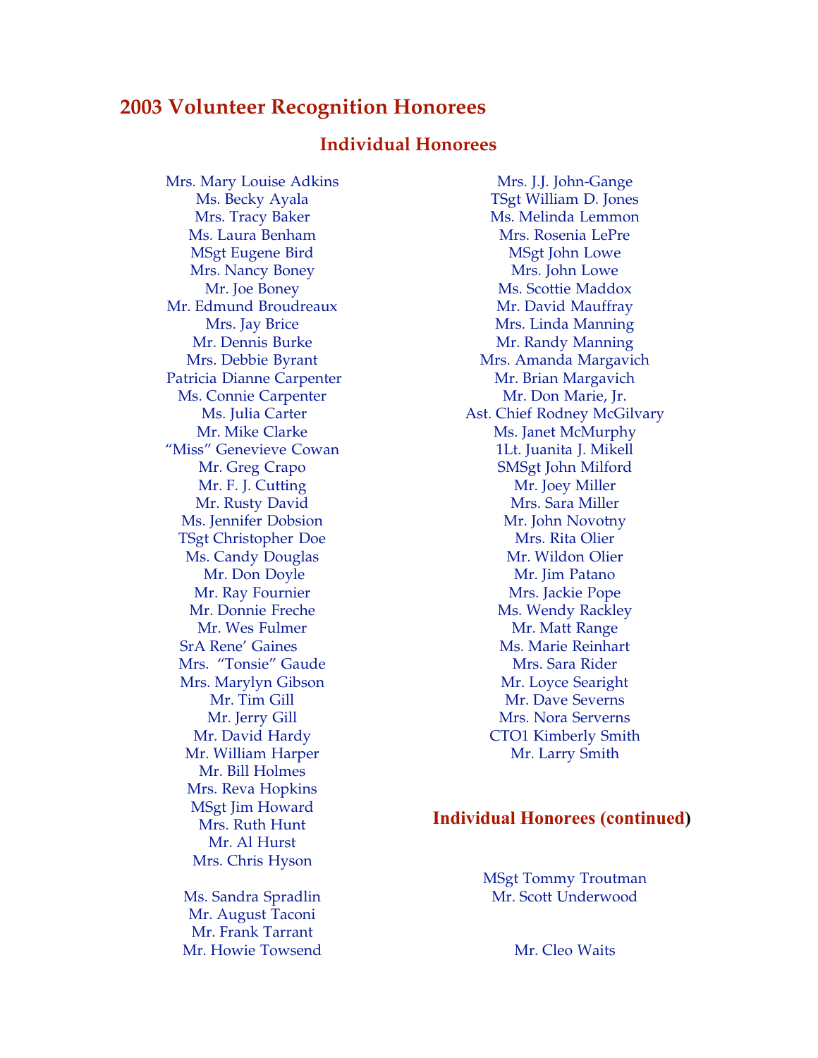# 2003 Volunteer Recognition Honorees

## Individual Honorees

Mrs. Mary Louise Adkins
Ms. Becky Ayala
Mrs. Tracy Baker
Ms. Laura Benham
MSgt Eugene Bird
Mrs. Nancy Boney
Mr. Joe Boney
Mr. Edmund Broudreaux
Mrs. Jay Brice
Mr. Dennis Burke
Mrs. Debbie Byrant
Patricia Dianne Carpenter
Ms. Connie Carpenter
Ms. Julia Carter
Mr. Mike Clarke
"Miss" Genevieve Cowan
Mr. Greg Crapo
Mr. F. J. Cutting
Mr. Rusty David
Ms. Jennifer Dobsion
TSgt Christopher Doe
Ms. Candy Douglas
Mr. Don Doyle
Mr. Ray Fournier
Mr. Donnie Freche
Mr. Wes Fulmer
SrA Rene' Gaines
Mrs. "Tonsie" Gaude
Mrs. Marylyn Gibson
Mr. Tim Gill
Mr. Jerry Gill
Mr. David Hardy
Mr. William Harper
Mr. Bill Holmes
Mrs. Reva Hopkins
MSgt Jim Howard
Mrs. Ruth Hunt
Mr. Al Hurst
Mrs. Chris Hyson

Ms. Sandra Spradlin
Mr. August Taconi
Mr. Frank Tarrant
Mr. Howie Towsend

Mrs. J.J. John-Gange
TSgt William D. Jones
Ms. Melinda Lemmon
Mrs. Rosenia LePre
MSgt John Lowe
Mrs. John Lowe
Ms. Scottie Maddox
Mr. David Mauffray
Mrs. Linda Manning
Mr. Randy Manning
Mrs. Amanda Margavich
Mr. Brian Margavich
Mr. Don Marie, Jr.
Ast. Chief Rodney McGilvary
Ms. Janet McMurphy
1Lt. Juanita J. Mikell
SMSgt John Milford
Mr. Joey Miller
Mrs. Sara Miller
Mr. John Novotny
Mrs. Rita Olier
Mr. Wildon Olier
Mr. Jim Patano
Mrs. Jackie Pope
Ms. Wendy Rackley
Mr. Matt Range
Ms. Marie Reinhart
Mrs. Sara Rider
Mr. Loyce Searight
Mr. Dave Severns
Mrs. Nora Serverns
CTO1 Kimberly Smith
Mr. Larry Smith

## Individual Honorees (continued)

MSgt Tommy Troutman
Mr. Scott Underwood

Mr. Cleo Waits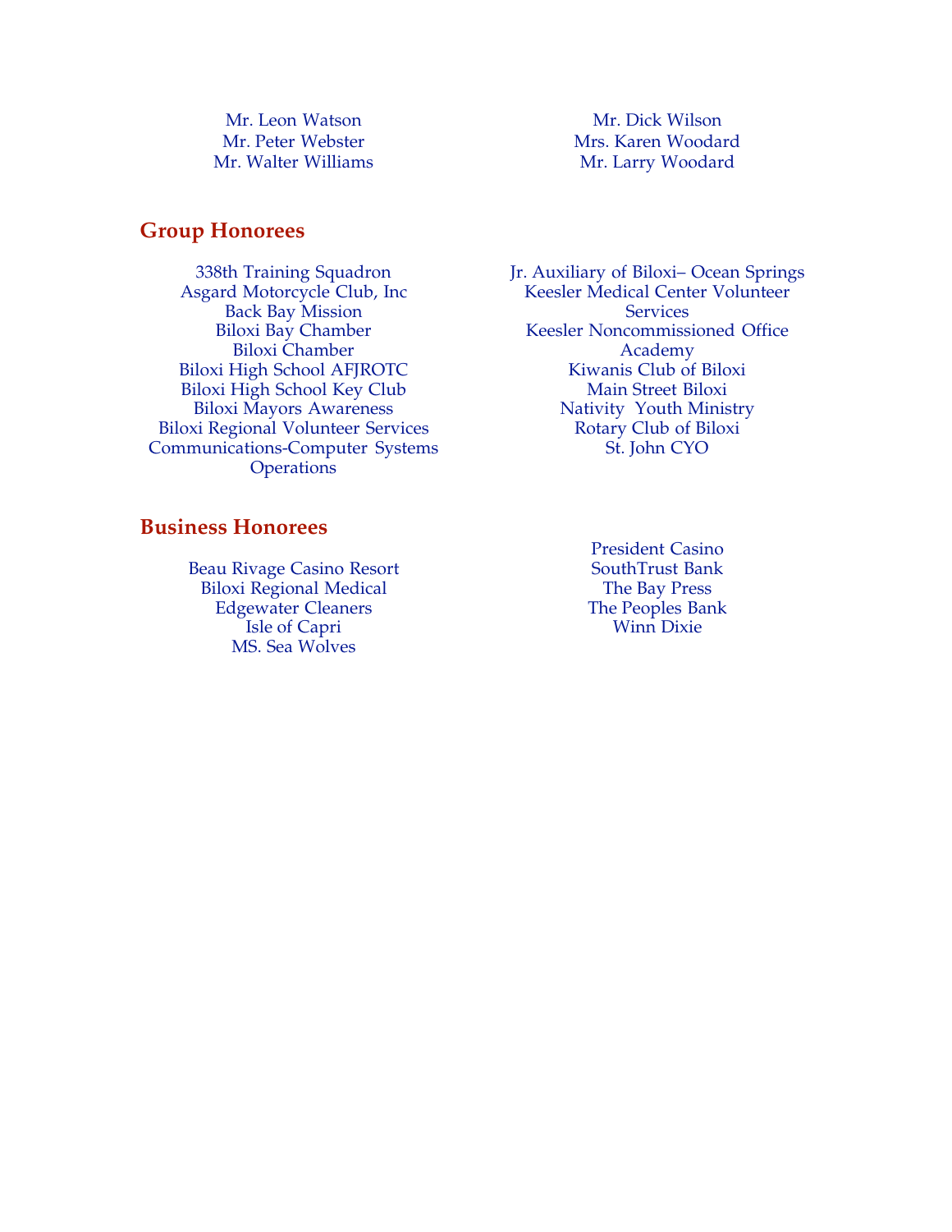Mr. Leon Watson
Mr. Peter Webster
Mr. Walter Williams
Mr. Dick Wilson
Mrs. Karen Woodard
Mr. Larry Woodard

## Group Honorees

338th Training Squadron
Asgard Motorcycle Club, Inc
Back Bay Mission
Biloxi Bay Chamber
Biloxi Chamber
Biloxi High School AFJROTC
Biloxi High School Key Club
Biloxi Mayors Awareness
Biloxi Regional Volunteer Services
Communications-Computer Systems Operations
Jr. Auxiliary of Biloxi– Ocean Springs
Keesler Medical Center Volunteer Services
Keesler Noncommissioned Office Academy
Kiwanis Club of Biloxi
Main Street Biloxi
Nativity Youth Ministry
Rotary Club of Biloxi
St. John CYO

## Business Honorees

Beau Rivage Casino Resort
Biloxi Regional Medical
Edgewater Cleaners
Isle of Capri
MS. Sea Wolves
President Casino
SouthTrust Bank
The Bay Press
The Peoples Bank
Winn Dixie